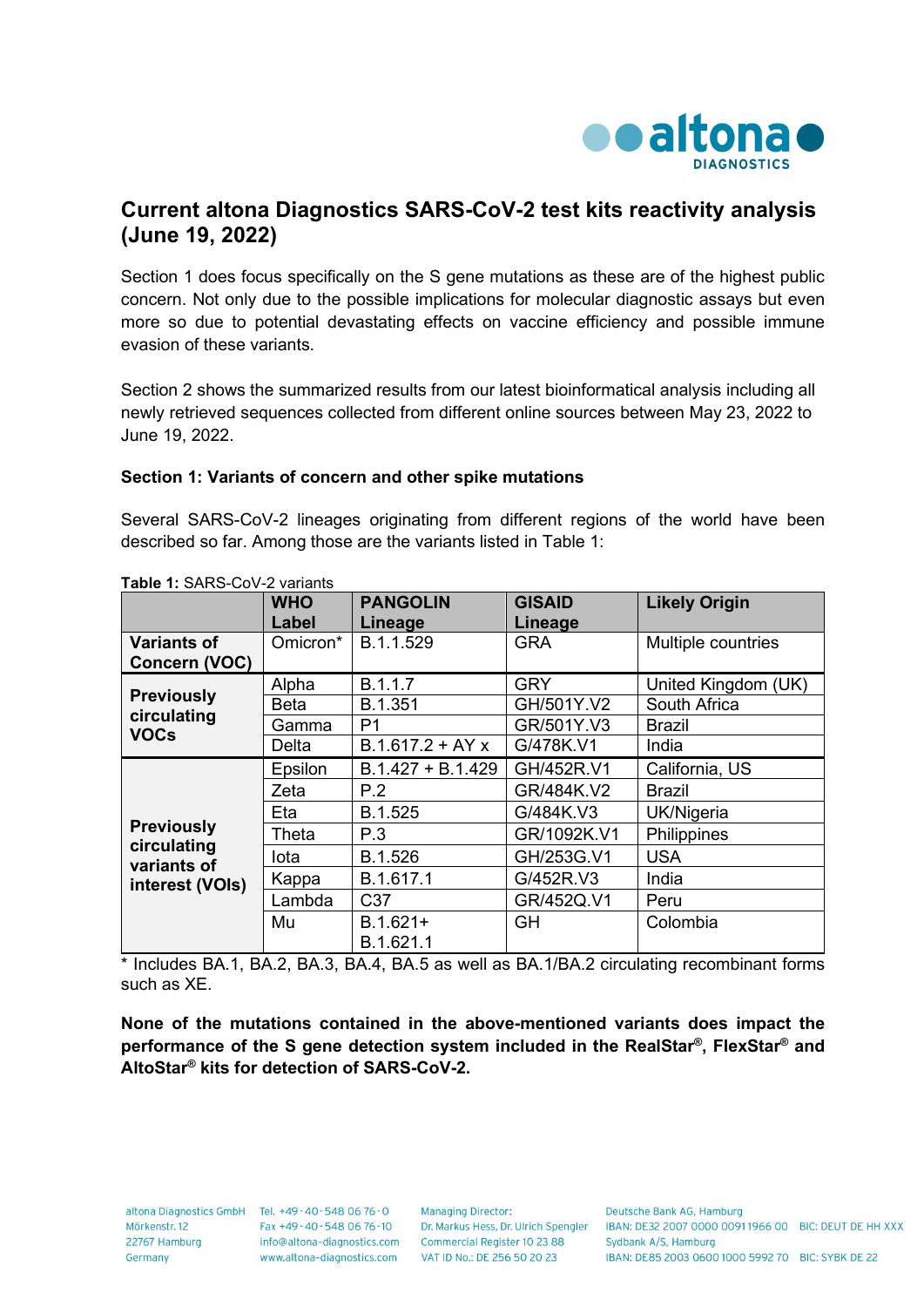# Current altona Diagnostics SARS-CoV-2 test kits reactivity analysis (June 19, 2022)

Section 1 does focus specifically on the S gene mutations as these are of the highest public concern. Not only due to the possible implications for molecular diagnostic assays but even more so due to potential devastating effects on vaccine efficiency and possible immune evasion of these variants.

Section 2 shows the summarized results from our latest bioinformatical analysis including all newly retrieved sequences collected from different online sources between May 23, 2022 to June 19, 2022.

### Section 1: Variants of concern and other spike mutations

Several SARS-CoV-2 lineages originating from different regions of the world have been described so far. Among those are the variants listed in Table 1:

**Table 1:** SARS-CoV-2 variants

| | WHO Label | PANGOLIN Lineage | GISAID Lineage | Likely Origin |
|---|---|---|---|---|
| **Variants of Concern (VOC)** | Omicron* | B.1.1.529 | GRA | Multiple countries |
| **Previously circulating VOCs** | Alpha | B.1.1.7 | GRY | United Kingdom (UK) |
| | Beta | B.1.351 | GH/501Y.V2 | South Africa |
| | Gamma | P1 | GR/501Y.V3 | Brazil |
| | Delta | B.1.617.2 + AY x | G/478K.V1 | India |
| **Previously circulating variants of interest (VOIs)** | Epsilon | B.1.427 + B.1.429 | GH/452R.V1 | California, US |
| | Zeta | P.2 | GR/484K.V2 | Brazil |
| | Eta | B.1.525 | G/484K.V3 | UK/Nigeria |
| | Theta | P.3 | GR/1092K.V1 | Philippines |
| | Iota | B.1.526 | GH/253G.V1 | USA |
| | Kappa | B.1.617.1 | G/452R.V3 | India |
| | Lambda | C37 | GR/452Q.V1 | Peru |
| | Mu | B.1.621+ B.1.621.1 | GH | Colombia |

* Includes BA.1, BA.2, BA.3, BA.4, BA.5 as well as BA.1/BA.2 circulating recombinant forms such as XE.

**None of the mutations contained in the above-mentioned variants does impact the performance of the S gene detection system included in the RealStar®, FlexStar® and AltoStar® kits for detection of SARS-CoV-2.**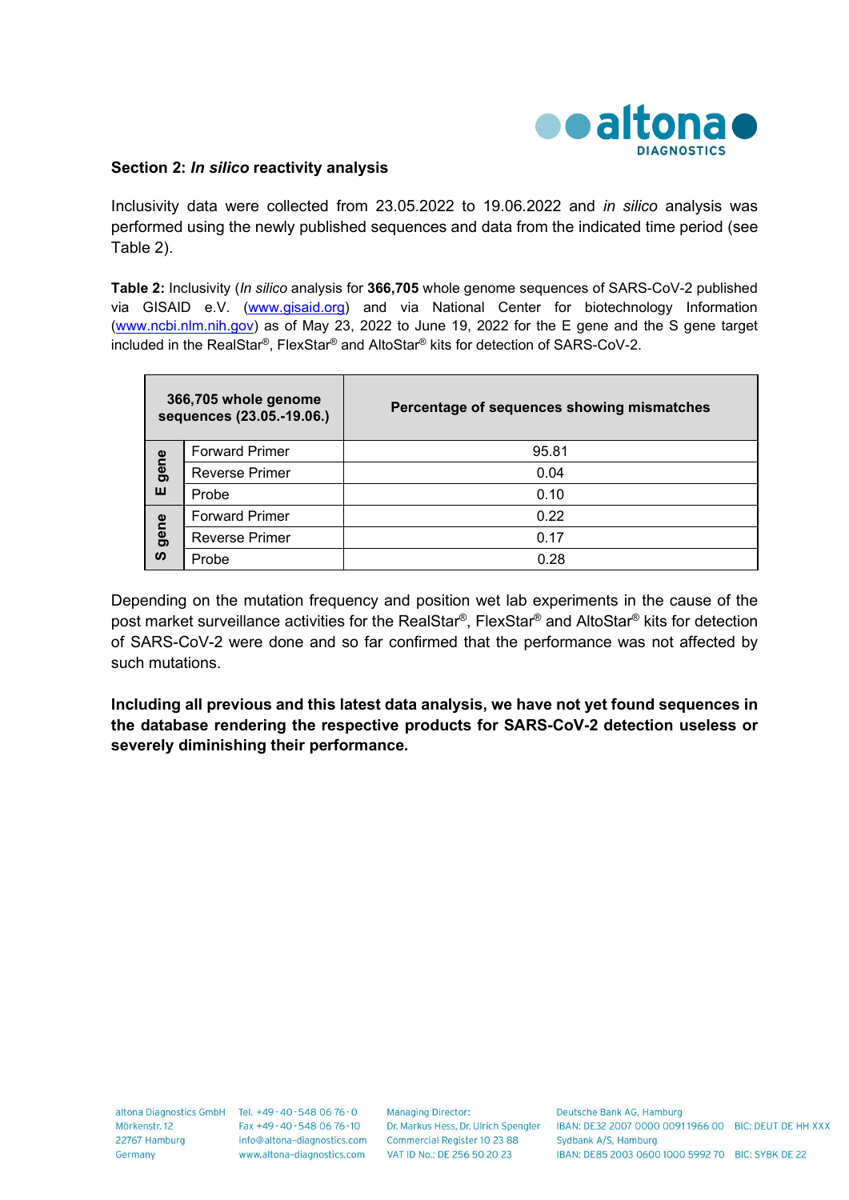## Section 2: *In silico* reactivity analysis

Inclusivity data were collected from 23.05.2022 to 19.06.2022 and *in silico* analysis was performed using the newly published sequences and data from the indicated time period (see Table 2).

**Table 2:** Inclusivity (*In silico* analysis for **366,705** whole genome sequences of SARS-CoV-2 published via GISAID e.V. (www.gisaid.org) and via National Center for biotechnology Information (www.ncbi.nlm.nih.gov) as of May 23, 2022 to June 19, 2022 for the E gene and the S gene target included in the RealStar®, FlexStar® and AltoStar® kits for detection of SARS-CoV-2.

| 366,705 whole genome sequences (23.05.-19.06.) | | Percentage of sequences showing mismatches |
|---|---|---|
| E gene | Forward Primer | 95.81 |
| | Reverse Primer | 0.04 |
| | Probe | 0.10 |
| S gene | Forward Primer | 0.22 |
| | Reverse Primer | 0.17 |
| | Probe | 0.28 |

Depending on the mutation frequency and position wet lab experiments in the cause of the post market surveillance activities for the RealStar®, FlexStar® and AltoStar® kits for detection of SARS-CoV-2 were done and so far confirmed that the performance was not affected by such mutations.

**Including all previous and this latest data analysis, we have not yet found sequences in the database rendering the respective products for SARS-CoV-2 detection useless or severely diminishing their performance.**